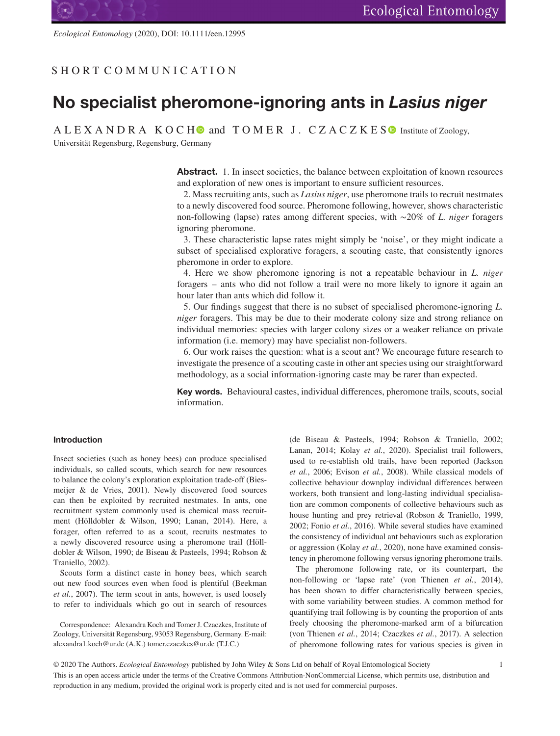SHORT COMMUNICATION

# No specialist pheromone-ignoring ants in *Lasius niger*

ALEXANDRA KOCH and TOMER J. CZACZKES Institute of Zoology, Universität Regensburg, Regensburg, Germany

**Abstract.** 1. In insect societies, the balance between exploitation of known resources and exploration of new ones is important to ensure sufficient resources.

2. Mass recruiting ants, such as *Lasius niger*, use pheromone trails to recruit nestmates to a newly discovered food source. Pheromone following, however, shows characteristic non-following (lapse) rates among different species, with ~20% of *L. niger* foragers ignoring pheromone.

3. These characteristic lapse rates might simply be 'noise', or they might indicate a subset of specialised explorative foragers, a scouting caste, that consistently ignores pheromone in order to explore.

4. Here we show pheromone ignoring is not a repeatable behaviour in *L. niger* foragers – ants who did not follow a trail were no more likely to ignore it again an hour later than ants which did follow it.

5. Our findings suggest that there is no subset of specialised pheromone-ignoring *L. niger* foragers. This may be due to their moderate colony size and strong reliance on individual memories: species with larger colony sizes or a weaker reliance on private information (i.e. memory) may have specialist non-followers.

6. Our work raises the question: what is a scout ant? We encourage future research to investigate the presence of a scouting caste in other ant species using our straightforward methodology, as a social information-ignoring caste may be rarer than expected.

**Key words.** Behavioural castes, individual differences, pheromone trails, scouts, social information.

## Introduction

Insect societies (such as honey bees) can produce specialised individuals, so called scouts, which search for new resources to balance the colony's exploration exploitation trade-off (Biesmeijer & de Vries, 2001). Newly discovered food sources can then be exploited by recruited nestmates. In ants, one recruitment system commonly used is chemical mass recruitment (Hölldobler & Wilson, 1990; Lanan, 2014). Here, a forager, often referred to as a scout, recruits nestmates to a newly discovered resource using a pheromone trail (Hölldobler & Wilson, 1990; de Biseau & Pasteels, 1994; Robson & Traniello, 2002).

Scouts form a distinct caste in honey bees, which search out new food sources even when food is plentiful (Beekman *et al.*, 2007). The term scout in ants, however, is used loosely to refer to individuals which go out in search of resources (de Biseau & Pasteels, 1994; Robson & Traniello, 2002; Lanan, 2014; Kolay *et al.*, 2020). Specialist trail followers, used to re-establish old trails, have been reported (Jackson *et al.*, 2006; Evison *et al.*, 2008). While classical models of collective behaviour downplay individual differences between workers, both transient and long-lasting individual specialisation are common components of collective behaviours such as house hunting and prey retrieval (Robson & Traniello, 1999, 2002; Fonio *et al.*, 2016). While several studies have examined the consistency of individual ant behaviours such as exploration or aggression (Kolay *et al.*, 2020), none have examined consistency in pheromone following versus ignoring pheromone trails.

The pheromone following rate, or its counterpart, the non-following or 'lapse rate' (von Thienen *et al.*, 2014), has been shown to differ characteristically between species, with some variability between studies. A common method for quantifying trail following is by counting the proportion of ants freely choosing the pheromone-marked arm of a bifurcation (von Thienen *et al.*, 2014; Czaczkes *et al.*, 2017). A selection of pheromone following rates for various species is given in

Correspondence: Alexandra Koch and Tomer J. Czaczkes, Institute of Zoology, Universität Regensburg, 93053 Regensburg, Germany. E-mail: alexandra1.koch@ur.de (A.K.) tomer.czaczkes@ur.de (T.J.C.)

© 2020 The Authors. *Ecological Entomology* published by John Wiley & Sons Ltd on behalf of Royal Entomological Society
This is an open access article under the terms of the Creative Commons Attribution-NonCommercial License, which permits use, distribution and reproduction in any medium, provided the original work is properly cited and is not used for commercial purposes.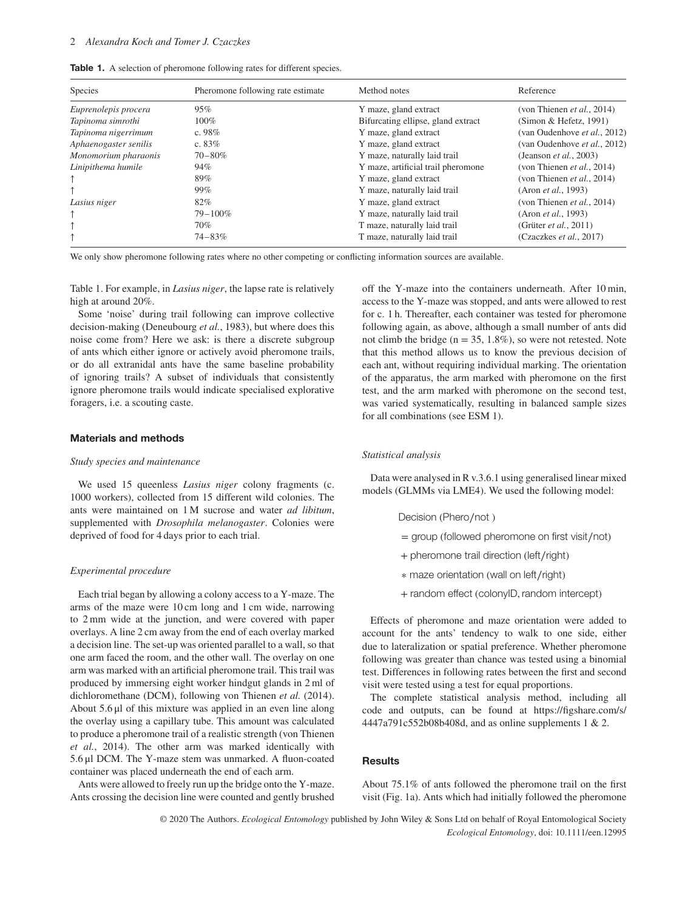**Table 1.** A selection of pheromone following rates for different species.

| Species | Pheromone following rate estimate | Method notes | Reference |
|---|---|---|---|
| *Euprenolepis procera* | 95% | Y maze, gland extract | (von Thienen *et al.*, 2014) |
| *Tapinoma simrothi* | 100% | Bifurcating ellipse, gland extract | (Simon & Hefetz, 1991) |
| *Tapinoma nigerrimum* | c. 98% | Y maze, gland extract | (van Oudenhove *et al.*, 2012) |
| *Aphaenogaster senilis* | c. 83% | Y maze, gland extract | (van Oudenhove *et al.*, 2012) |
| *Monomorium pharaonis* | 70–80% | Y maze, naturally laid trail | (Jeanson *et al.*, 2003) |
| *Linipithema humile* | 94% | Y maze, artificial trail pheromone | (von Thienen *et al.*, 2014) |
| ↑ | 89% | Y maze, gland extract | (von Thienen *et al.*, 2014) |
| ↑ | 99% | Y maze, naturally laid trail | (Aron *et al.*, 1993) |
| *Lasius niger* | 82% | Y maze, gland extract | (von Thienen *et al.*, 2014) |
| ↑ | 79–100% | Y maze, naturally laid trail | (Aron *et al.*, 1993) |
| ↑ | 70% | T maze, naturally laid trail | (Grüter *et al.*, 2011) |
| ↑ | 74–83% | T maze, naturally laid trail | (Czaczkes *et al.*, 2017) |

We only show pheromone following rates where no other competing or conflicting information sources are available.

Table 1. For example, in *Lasius niger*, the lapse rate is relatively high at around 20%.

Some 'noise' during trail following can improve collective decision-making (Deneubourg *et al.*, 1983), but where does this noise come from? Here we ask: is there a discrete subgroup of ants which either ignore or actively avoid pheromone trails, or do all extranidal ants have the same baseline probability of ignoring trails? A subset of individuals that consistently ignore pheromone trails would indicate specialised explorative foragers, i.e. a scouting caste.

## Materials and methods

### *Study species and maintenance*

We used 15 queenless *Lasius niger* colony fragments (c. 1000 workers), collected from 15 different wild colonies. The ants were maintained on 1 M sucrose and water *ad libitum*, supplemented with *Drosophila melanogaster*. Colonies were deprived of food for 4 days prior to each trial.

### *Experimental procedure*

Each trial began by allowing a colony access to a Y-maze. The arms of the maze were 10 cm long and 1 cm wide, narrowing to 2 mm wide at the junction, and were covered with paper overlays. A line 2 cm away from the end of each overlay marked a decision line. The set-up was oriented parallel to a wall, so that one arm faced the room, and the other wall. The overlay on one arm was marked with an artificial pheromone trail. This trail was produced by immersing eight worker hindgut glands in 2 ml of dichloromethane (DCM), following von Thienen *et al.* (2014). About 5.6 μl of this mixture was applied in an even line along the overlay using a capillary tube. This amount was calculated to produce a pheromone trail of a realistic strength (von Thienen *et al.*, 2014). The other arm was marked identically with 5.6 μl DCM. The Y-maze stem was unmarked. A fluon-coated container was placed underneath the end of each arm.

Ants were allowed to freely run up the bridge onto the Y-maze. Ants crossing the decision line were counted and gently brushed off the Y-maze into the containers underneath. After 10 min, access to the Y-maze was stopped, and ants were allowed to rest for c. 1 h. Thereafter, each container was tested for pheromone following again, as above, although a small number of ants did not climb the bridge (n = 35, 1.8%), so were not retested. Note that this method allows us to know the previous decision of each ant, without requiring individual marking. The orientation of the apparatus, the arm marked with pheromone on the first test, and the arm marked with pheromone on the second test, was varied systematically, resulting in balanced sample sizes for all combinations (see ESM 1).

### *Statistical analysis*

Data were analysed in R v.3.6.1 using generalised linear mixed models (GLMMs via LME4). We used the following model:

$$
\begin{aligned}
&\text{Decision (Phero/not)} \\
&= \text{group (followed pheromone on first visit/not)} \\
&+ \text{pheromone trail direction (left/right)} \\
&* \text{maze orientation (wall on left/right)} \\
&+ \text{random effect (colonyID, random intercept)}
\end{aligned}
$$

Effects of pheromone and maze orientation were added to account for the ants' tendency to walk to one side, either due to lateralization or spatial preference. Whether pheromone following was greater than chance was tested using a binomial test. Differences in following rates between the first and second visit were tested using a test for equal proportions.

The complete statistical analysis method, including all code and outputs, can be found at https://figshare.com/s/4447a791c552b08b408d, and as online supplements 1 & 2.

## Results

About 75.1% of ants followed the pheromone trail on the first visit (Fig. 1a). Ants which had initially followed the pheromone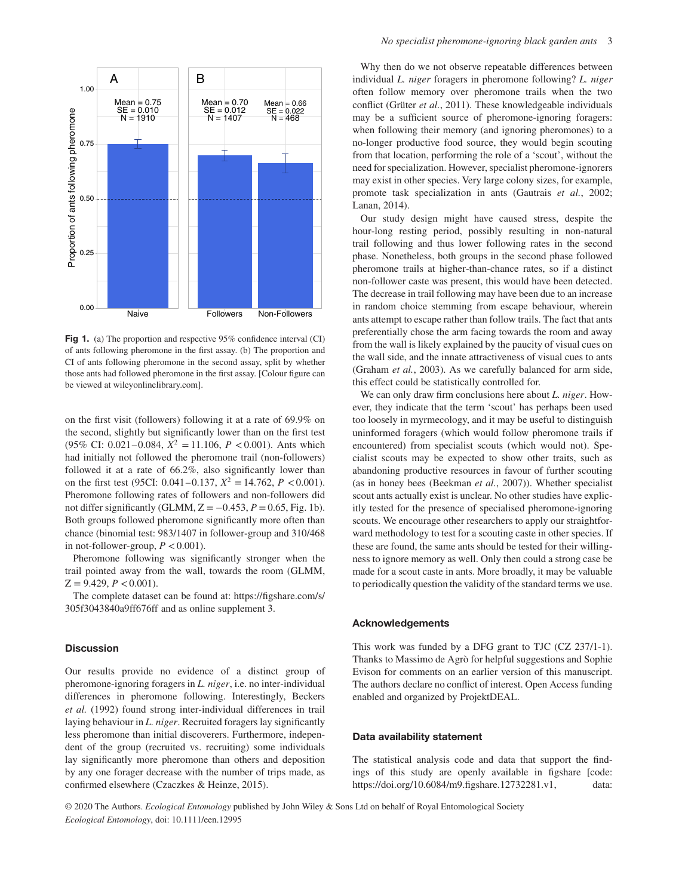Fig 1. (a) The proportion and respective 95% confidence interval (CI) of ants following pheromone in the first assay. (b) The proportion and CI of ants following pheromone in the second assay, split by whether those ants had followed pheromone in the first assay. [Colour figure can be viewed at wileyonlinelibrary.com].

on the first visit (followers) following it at a rate of 69.9% on the second, slightly but significantly lower than on the first test (95% CI: 0.021–0.084, $X^2 = 11.106$, $P < 0.001$). Ants which had initially not followed the pheromone trail (non-followers) followed it at a rate of 66.2%, also significantly lower than on the first test (95CI: 0.041–0.137, $X^2 = 14.762$, $P < 0.001$). Pheromone following rates of followers and non-followers did not differ significantly (GLMM, $Z = -0.453$, $P = 0.65$, Fig. 1b). Both groups followed pheromone significantly more often than chance (binomial test: 983/1407 in follower-group and 310/468 in not-follower-group, $P < 0.001$).

Pheromone following was significantly stronger when the trail pointed away from the wall, towards the room (GLMM, $Z = 9.429$, $P < 0.001$).

The complete dataset can be found at: https://figshare.com/s/305f3043840a9ff676ff and as online supplement 3.

## Discussion

Our results provide no evidence of a distinct group of pheromone-ignoring foragers in *L. niger*, i.e. no inter-individual differences in pheromone following. Interestingly, Beckers *et al.* (1992) found strong inter-individual differences in trail laying behaviour in *L. niger*. Recruited foragers lay significantly less pheromone than initial discoverers. Furthermore, independent of the group (recruited vs. recruiting) some individuals lay significantly more pheromone than others and deposition by any one forager decrease with the number of trips made, as confirmed elsewhere (Czaczkes & Heinze, 2015).

Why then do we not observe repeatable differences between individual *L. niger* foragers in pheromone following? *L. niger* often follow memory over pheromone trails when the two conflict (Grüter *et al.*, 2011). These knowledgeable individuals may be a sufficient source of pheromone-ignoring foragers: when following their memory (and ignoring pheromones) to a no-longer productive food source, they would begin scouting from that location, performing the role of a 'scout', without the need for specialization. However, specialist pheromone-ignorers may exist in other species. Very large colony sizes, for example, promote task specialization in ants (Gautrais *et al.*, 2002; Lanan, 2014).

Our study design might have caused stress, despite the hour-long resting period, possibly resulting in non-natural trail following and thus lower following rates in the second phase. Nonetheless, both groups in the second phase followed pheromone trails at higher-than-chance rates, so if a distinct non-follower caste was present, this would have been detected. The decrease in trail following may have been due to an increase in random choice stemming from escape behaviour, wherein ants attempt to escape rather than follow trails. The fact that ants preferentially chose the arm facing towards the room and away from the wall is likely explained by the paucity of visual cues on the wall side, and the innate attractiveness of visual cues to ants (Graham *et al.*, 2003). As we carefully balanced for arm side, this effect could be statistically controlled for.

We can only draw firm conclusions here about *L. niger*. However, they indicate that the term 'scout' has perhaps been used too loosely in myrmecology, and it may be useful to distinguish uninformed foragers (which would follow pheromone trails if encountered) from specialist scouts (which would not). Specialist scouts may be expected to show other traits, such as abandoning productive resources in favour of further scouting (as in honey bees (Beekman *et al.*, 2007)). Whether specialist scout ants actually exist is unclear. No other studies have explicitly tested for the presence of specialised pheromone-ignoring scouts. We encourage other researchers to apply our straightforward methodology to test for a scouting caste in other species. If these are found, the same ants should be tested for their willingness to ignore memory as well. Only then could a strong case be made for a scout caste in ants. More broadly, it may be valuable to periodically question the validity of the standard terms we use.

## Acknowledgements

This work was funded by a DFG grant to TJC (CZ 237/1-1). Thanks to Massimo de Agrò for helpful suggestions and Sophie Evison for comments on an earlier version of this manuscript. The authors declare no conflict of interest. Open Access funding enabled and organized by ProjektDEAL.

## Data availability statement

The statistical analysis code and data that support the findings of this study are openly available in figshare [code: https://doi.org/10.6084/m9.figshare.12732281.v1, data: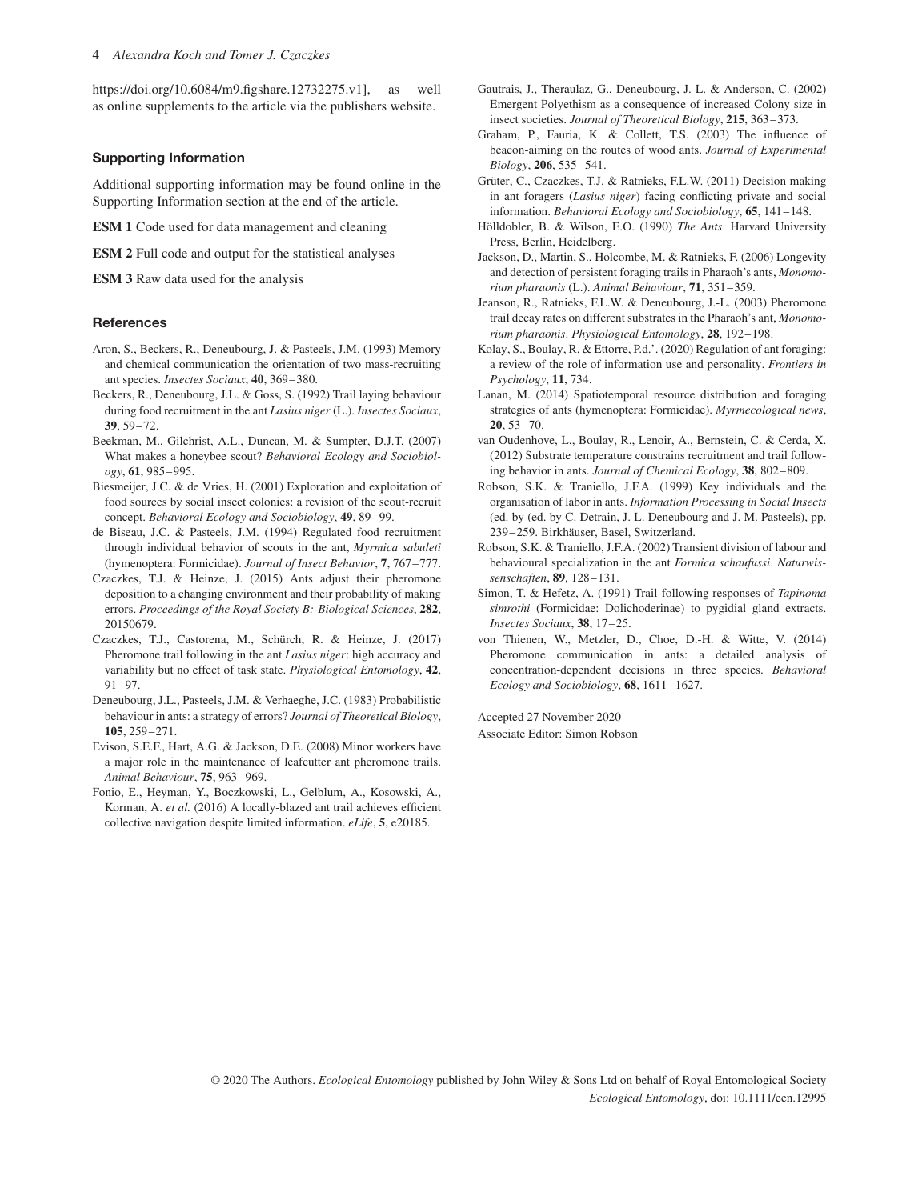https://doi.org/10.6084/m9.figshare.12732275.v1], as well as online supplements to the article via the publishers website.

### Supporting Information

Additional supporting information may be found online in the Supporting Information section at the end of the article.

**ESM 1** Code used for data management and cleaning

**ESM 2** Full code and output for the statistical analyses

**ESM 3** Raw data used for the analysis

### References

Aron, S., Beckers, R., Deneubourg, J. & Pasteels, J.M. (1993) Memory and chemical communication the orientation of two mass-recruiting ant species. *Insectes Sociaux*, **40**, 369–380.

Beckers, R., Deneubourg, J.L. & Goss, S. (1992) Trail laying behaviour during food recruitment in the ant *Lasius niger* (L.). *Insectes Sociaux*, **39**, 59–72.

Beekman, M., Gilchrist, A.L., Duncan, M. & Sumpter, D.J.T. (2007) What makes a honeybee scout? *Behavioral Ecology and Sociobiology*, **61**, 985–995.

Biesmeijer, J.C. & de Vries, H. (2001) Exploration and exploitation of food sources by social insect colonies: a revision of the scout-recruit concept. *Behavioral Ecology and Sociobiology*, **49**, 89–99.

de Biseau, J.C. & Pasteels, J.M. (1994) Regulated food recruitment through individual behavior of scouts in the ant, *Myrmica sabuleti* (hymenoptera: Formicidae). *Journal of Insect Behavior*, **7**, 767–777.

Czaczkes, T.J. & Heinze, J. (2015) Ants adjust their pheromone deposition to a changing environment and their probability of making errors. *Proceedings of the Royal Society B:-Biological Sciences*, **282**, 20150679.

Czaczkes, T.J., Castorena, M., Schürch, R. & Heinze, J. (2017) Pheromone trail following in the ant *Lasius niger*: high accuracy and variability but no effect of task state. *Physiological Entomology*, **42**, 91–97.

Deneubourg, J.L., Pasteels, J.M. & Verhaeghe, J.C. (1983) Probabilistic behaviour in ants: a strategy of errors? *Journal of Theoretical Biology*, **105**, 259–271.

Evison, S.E.F., Hart, A.G. & Jackson, D.E. (2008) Minor workers have a major role in the maintenance of leafcutter ant pheromone trails. *Animal Behaviour*, **75**, 963–969.

Fonio, E., Heyman, Y., Boczkowski, L., Gelblum, A., Kosowski, A., Korman, A. *et al.* (2016) A locally-blazed ant trail achieves efficient collective navigation despite limited information. *eLife*, **5**, e20185.

Gautrais, J., Theraulaz, G., Deneubourg, J.-L. & Anderson, C. (2002) Emergent Polyethism as a consequence of increased Colony size in insect societies. *Journal of Theoretical Biology*, **215**, 363–373.

Graham, P., Fauria, K. & Collett, T.S. (2003) The influence of beacon-aiming on the routes of wood ants. *Journal of Experimental Biology*, **206**, 535–541.

Grüter, C., Czaczkes, T.J. & Ratnieks, F.L.W. (2011) Decision making in ant foragers (*Lasius niger*) facing conflicting private and social information. *Behavioral Ecology and Sociobiology*, **65**, 141–148.

Hölldobler, B. & Wilson, E.O. (1990) *The Ants*. Harvard University Press, Berlin, Heidelberg.

Jackson, D., Martin, S., Holcombe, M. & Ratnieks, F. (2006) Longevity and detection of persistent foraging trails in Pharaoh's ants, *Monomorium pharaonis* (L.). *Animal Behaviour*, **71**, 351–359.

Jeanson, R., Ratnieks, F.L.W. & Deneubourg, J.-L. (2003) Pheromone trail decay rates on different substrates in the Pharaoh's ant, *Monomorium pharaonis*. *Physiological Entomology*, **28**, 192–198.

Kolay, S., Boulay, R. & Ettorre, P.d.'. (2020) Regulation of ant foraging: a review of the role of information use and personality. *Frontiers in Psychology*, **11**, 734.

Lanan, M. (2014) Spatiotemporal resource distribution and foraging strategies of ants (hymenoptera: Formicidae). *Myrmecological news*, **20**, 53–70.

van Oudenhove, L., Boulay, R., Lenoir, A., Bernstein, C. & Cerda, X. (2012) Substrate temperature constrains recruitment and trail following behavior in ants. *Journal of Chemical Ecology*, **38**, 802–809.

Robson, S.K. & Traniello, J.F.A. (1999) Key individuals and the organisation of labor in ants. *Information Processing in Social Insects* (ed. by (ed. by C. Detrain, J. L. Deneubourg and J. M. Pasteels), pp. 239–259. Birkhäuser, Basel, Switzerland.

Robson, S.K. & Traniello, J.F.A. (2002) Transient division of labour and behavioural specialization in the ant *Formica schaufussi*. *Naturwissenschaften*, **89**, 128–131.

Simon, T. & Hefetz, A. (1991) Trail-following responses of *Tapinoma simrothi* (Formicidae: Dolichoderinae) to pygidial gland extracts. *Insectes Sociaux*, **38**, 17–25.

von Thienen, W., Metzler, D., Choe, D.-H. & Witte, V. (2014) Pheromone communication in ants: a detailed analysis of concentration-dependent decisions in three species. *Behavioral Ecology and Sociobiology*, **68**, 1611–1627.

Accepted 27 November 2020
Associate Editor: Simon Robson